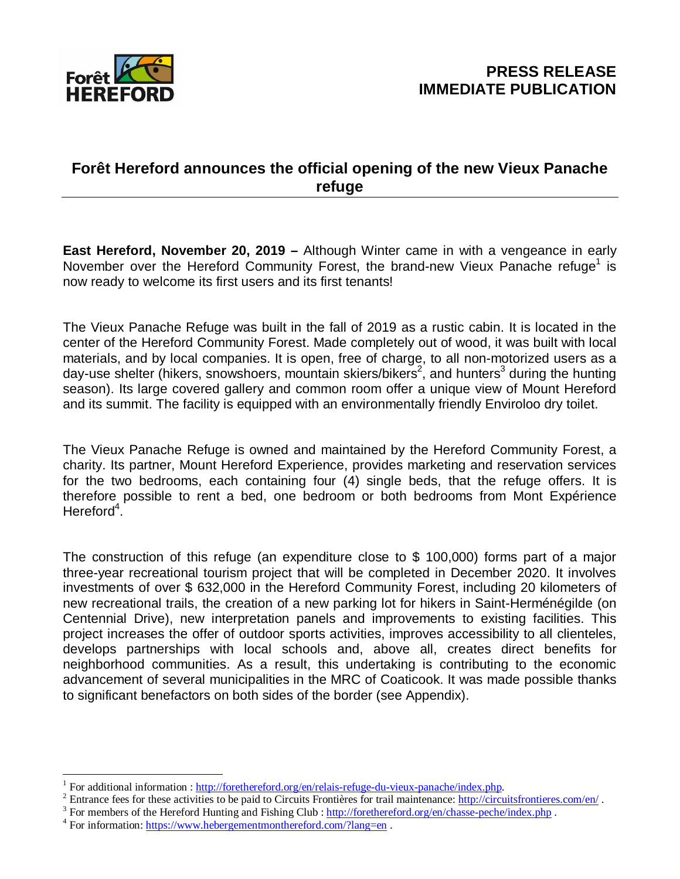**PRESS RELEASE**
**IMMEDIATE PUBLICATION**

# Forêt Hereford announces the official opening of the new Vieux Panache refuge

**East Hereford, November 20, 2019 –** Although Winter came in with a vengeance in early November over the Hereford Community Forest, the brand-new Vieux Panache refuge[1] is now ready to welcome its first users and its first tenants!

The Vieux Panache Refuge was built in the fall of 2019 as a rustic cabin. It is located in the center of the Hereford Community Forest. Made completely out of wood, it was built with local materials, and by local companies. It is open, free of charge, to all non-motorized users as a day-use shelter (hikers, snowshoers, mountain skiers/bikers[2], and hunters[3] during the hunting season). Its large covered gallery and common room offer a unique view of Mount Hereford and its summit. The facility is equipped with an environmentally friendly Enviroloo dry toilet.

The Vieux Panache Refuge is owned and maintained by the Hereford Community Forest, a charity. Its partner, Mount Hereford Experience, provides marketing and reservation services for the two bedrooms, each containing four (4) single beds, that the refuge offers. It is therefore possible to rent a bed, one bedroom or both bedrooms from Mont Expérience Hereford[4].

The construction of this refuge (an expenditure close to $ 100,000) forms part of a major three-year recreational tourism project that will be completed in December 2020. It involves investments of over $ 632,000 in the Hereford Community Forest, including 20 kilometers of new recreational trails, the creation of a new parking lot for hikers in Saint-Herménégilde (on Centennial Drive), new interpretation panels and improvements to existing facilities. This project increases the offer of outdoor sports activities, improves accessibility to all clienteles, develops partnerships with local schools and, above all, creates direct benefits for neighborhood communities. As a result, this undertaking is contributing to the economic advancement of several municipalities in the MRC of Coaticook. It was made possible thanks to significant benefactors on both sides of the border (see Appendix).

---

[1] For additional information : http://forethereford.org/en/relais-refuge-du-vieux-panache/index.php.

[2] Entrance fees for these activities to be paid to Circuits Frontières for trail maintenance: http://circuitsfrontieres.com/en/ .

[3] For members of the Hereford Hunting and Fishing Club : http://forethereford.org/en/chasse-peche/index.php .

[4] For information: https://www.hebergementmonthereford.com/?lang=en .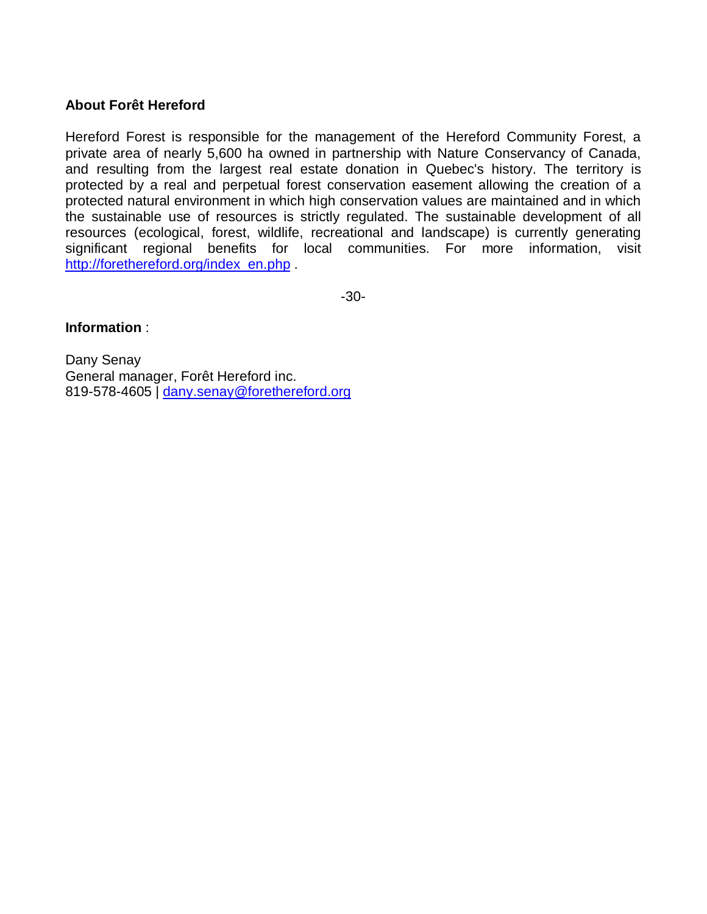**About Forêt Hereford**

Hereford Forest is responsible for the management of the Hereford Community Forest, a private area of nearly 5,600 ha owned in partnership with Nature Conservancy of Canada, and resulting from the largest real estate donation in Quebec's history. The territory is protected by a real and perpetual forest conservation easement allowing the creation of a protected natural environment in which high conservation values are maintained and in which the sustainable use of resources is strictly regulated. The sustainable development of all resources (ecological, forest, wildlife, recreational and landscape) is currently generating significant regional benefits for local communities. For more information, visit http://forethereford.org/index_en.php .

-30-

**Information** :

Dany Senay
General manager, Forêt Hereford inc.
819-578-4605 | dany.senay@forethereford.org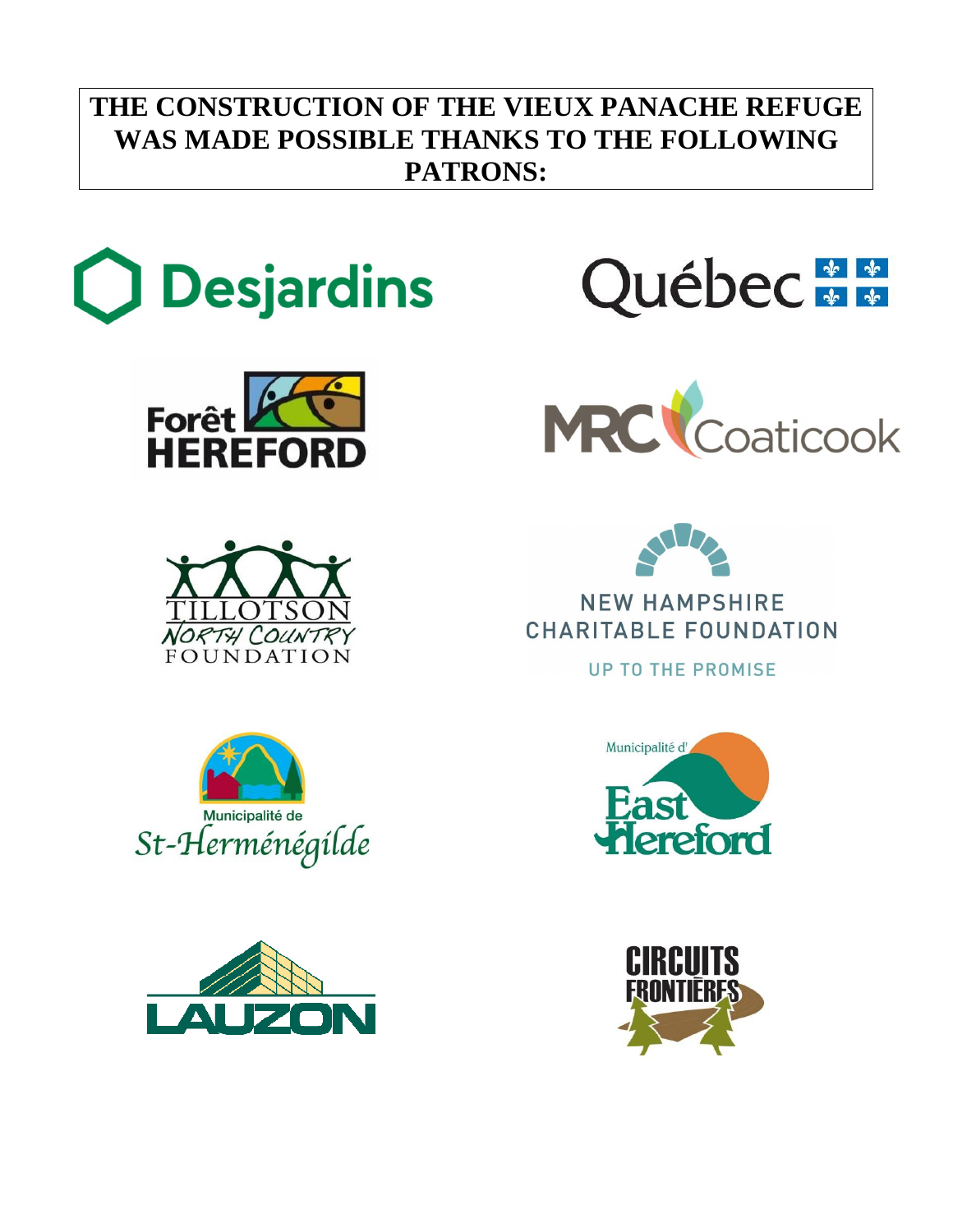**THE CONSTRUCTION OF THE VIEUX PANACHE REFUGE WAS MADE POSSIBLE THANKS TO THE FOLLOWING PATRONS:**

Desjardins

Québec

Forêt HEREFORD

MRC Coaticook

TILLOTSON NORTH COUNTRY FOUNDATION

NEW HAMPSHIRE CHARITABLE FOUNDATION
UP TO THE PROMISE

Municipalité de St-Herménégilde

Municipalité d' East Hereford

LAUZON

CIRCUITS FRONTIÈRES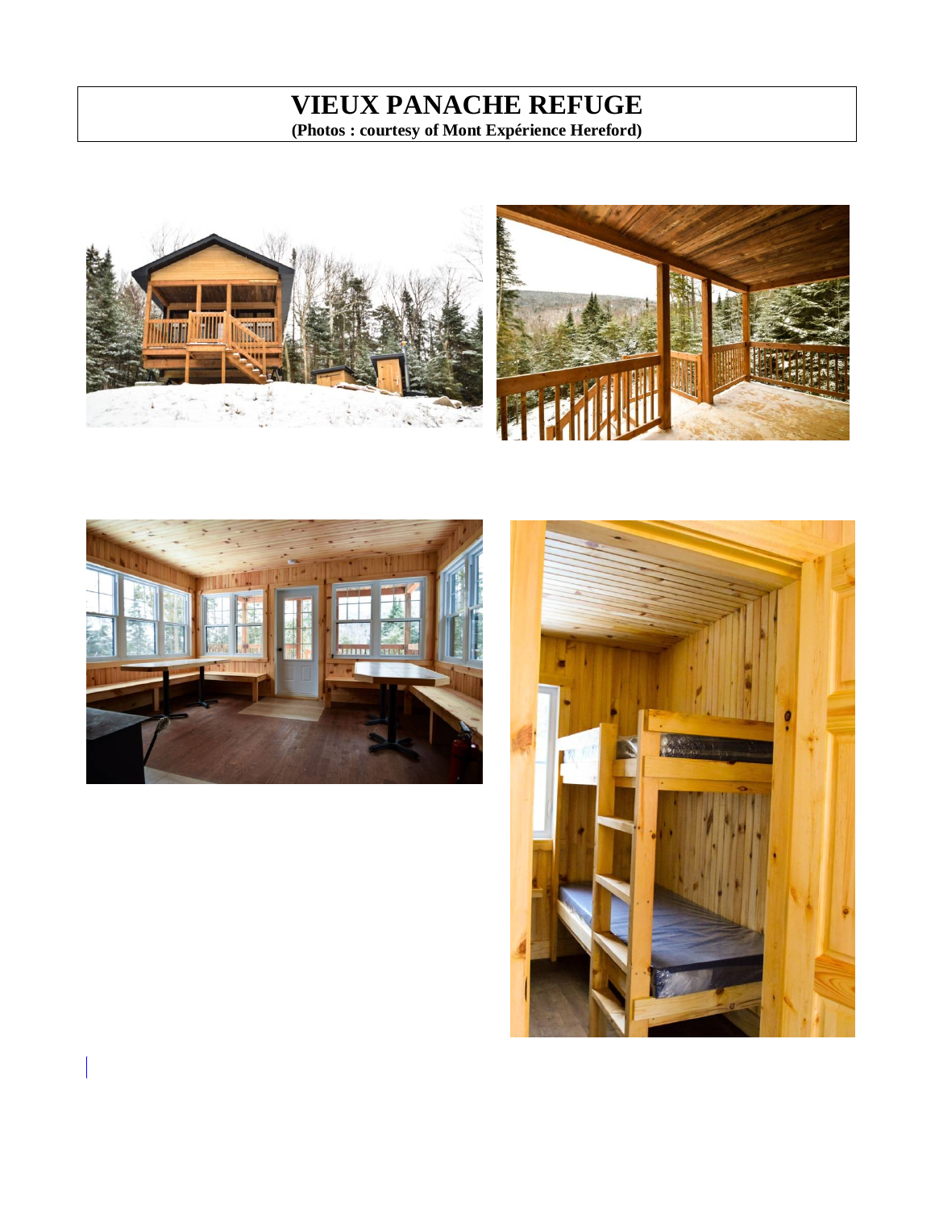# VIEUX PANACHE REFUGE

**(Photos : courtesy of Mont Expérience Hereford)**